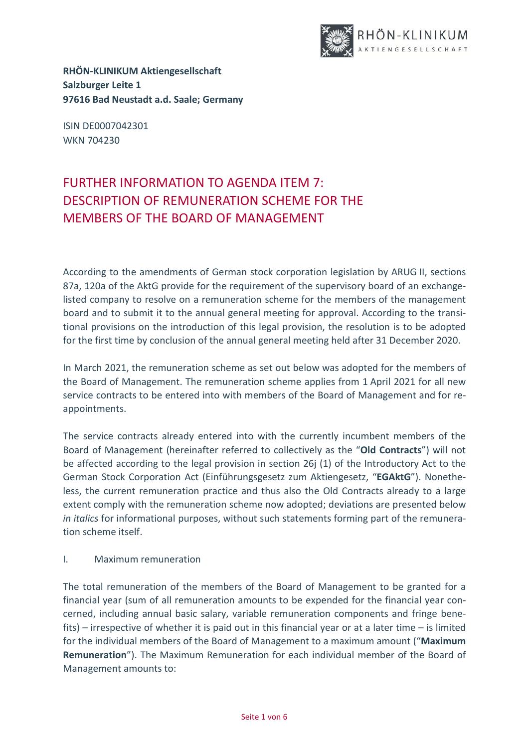**RHÖN-KLINIKUM Aktiengesellschaft**
**Salzburger Leite 1**
**97616 Bad Neustadt a.d. Saale; Germany**

ISIN DE0007042301
WKN 704230

# FURTHER INFORMATION TO AGENDA ITEM 7: DESCRIPTION OF REMUNERATION SCHEME FOR THE MEMBERS OF THE BOARD OF MANAGEMENT

According to the amendments of German stock corporation legislation by ARUG II, sections 87a, 120a of the AktG provide for the requirement of the supervisory board of an exchange-listed company to resolve on a remuneration scheme for the members of the management board and to submit it to the annual general meeting for approval. According to the transitional provisions on the introduction of this legal provision, the resolution is to be adopted for the first time by conclusion of the annual general meeting held after 31 December 2020.

In March 2021, the remuneration scheme as set out below was adopted for the members of the Board of Management. The remuneration scheme applies from 1 April 2021 for all new service contracts to be entered into with members of the Board of Management and for re-appointments.

The service contracts already entered into with the currently incumbent members of the Board of Management (hereinafter referred to collectively as the "**Old Contracts**") will not be affected according to the legal provision in section 26j (1) of the Introductory Act to the German Stock Corporation Act (Einführungsgesetz zum Aktiengesetz, "**EGAktG**"). Nonetheless, the current remuneration practice and thus also the Old Contracts already to a large extent comply with the remuneration scheme now adopted; deviations are presented below *in italics* for informational purposes, without such statements forming part of the remuneration scheme itself.

## I. Maximum remuneration

The total remuneration of the members of the Board of Management to be granted for a financial year (sum of all remuneration amounts to be expended for the financial year concerned, including annual basic salary, variable remuneration components and fringe benefits) – irrespective of whether it is paid out in this financial year or at a later time – is limited for the individual members of the Board of Management to a maximum amount ("**Maximum Remuneration**"). The Maximum Remuneration for each individual member of the Board of Management amounts to: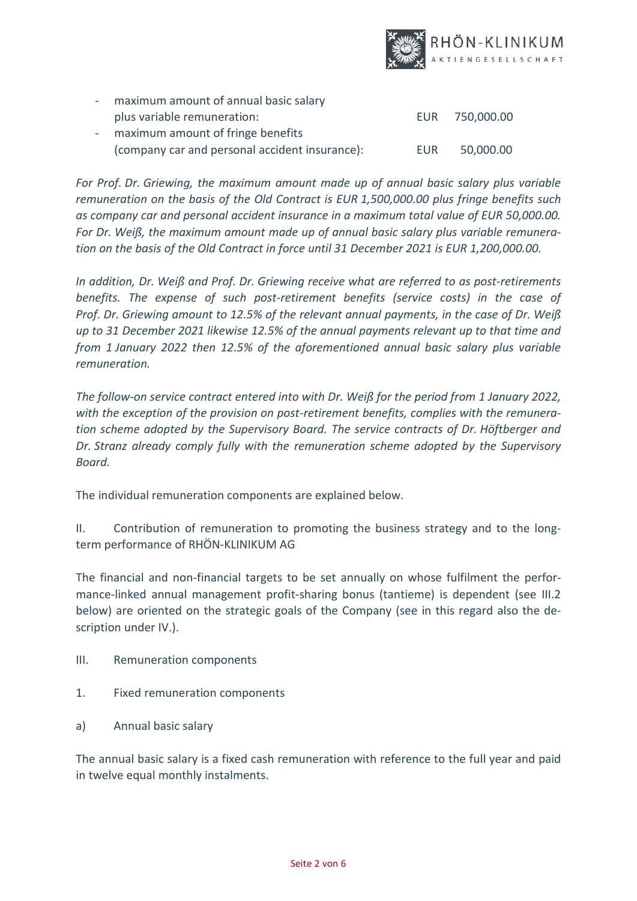- maximum amount of annual basic salary plus variable remuneration: EUR 750,000.00
- maximum amount of fringe benefits (company car and personal accident insurance): EUR 50,000.00

*For Prof. Dr. Griewing, the maximum amount made up of annual basic salary plus variable remuneration on the basis of the Old Contract is EUR 1,500,000.00 plus fringe benefits such as company car and personal accident insurance in a maximum total value of EUR 50,000.00. For Dr. Weiß, the maximum amount made up of annual basic salary plus variable remuneration on the basis of the Old Contract in force until 31 December 2021 is EUR 1,200,000.00.*

*In addition, Dr. Weiß and Prof. Dr. Griewing receive what are referred to as post-retirements benefits. The expense of such post-retirement benefits (service costs) in the case of Prof. Dr. Griewing amount to 12.5% of the relevant annual payments, in the case of Dr. Weiß up to 31 December 2021 likewise 12.5% of the annual payments relevant up to that time and from 1 January 2022 then 12.5% of the aforementioned annual basic salary plus variable remuneration.*

*The follow-on service contract entered into with Dr. Weiß for the period from 1 January 2022, with the exception of the provision on post-retirement benefits, complies with the remuneration scheme adopted by the Supervisory Board. The service contracts of Dr. Höftberger and Dr. Stranz already comply fully with the remuneration scheme adopted by the Supervisory Board.*

The individual remuneration components are explained below.

## II. Contribution of remuneration to promoting the business strategy and to the long-term performance of RHÖN-KLINIKUM AG

The financial and non-financial targets to be set annually on whose fulfilment the performance-linked annual management profit-sharing bonus (tantieme) is dependent (see III.2 below) are oriented on the strategic goals of the Company (see in this regard also the description under IV.).

## III. Remuneration components

### 1. Fixed remuneration components

#### a) Annual basic salary

The annual basic salary is a fixed cash remuneration with reference to the full year and paid in twelve equal monthly instalments.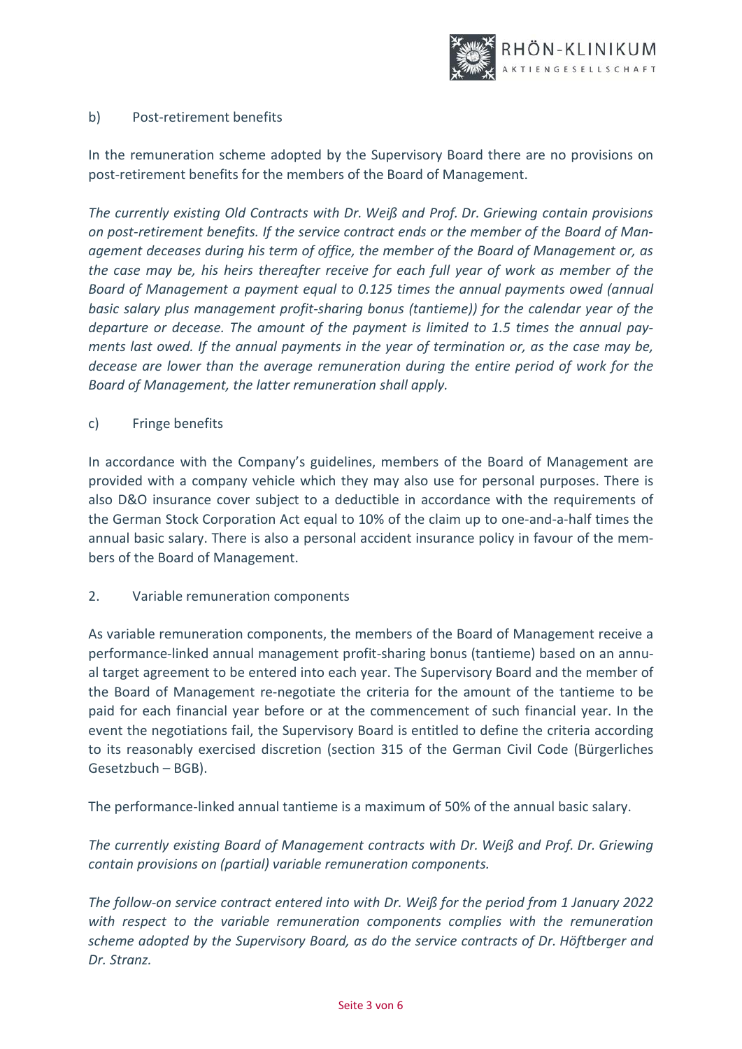b) Post-retirement benefits

In the remuneration scheme adopted by the Supervisory Board there are no provisions on post-retirement benefits for the members of the Board of Management.

*The currently existing Old Contracts with Dr. Weiß and Prof. Dr. Griewing contain provisions on post-retirement benefits. If the service contract ends or the member of the Board of Management deceases during his term of office, the member of the Board of Management or, as the case may be, his heirs thereafter receive for each full year of work as member of the Board of Management a payment equal to 0.125 times the annual payments owed (annual basic salary plus management profit-sharing bonus (tantieme)) for the calendar year of the departure or decease. The amount of the payment is limited to 1.5 times the annual payments last owed. If the annual payments in the year of termination or, as the case may be, decease are lower than the average remuneration during the entire period of work for the Board of Management, the latter remuneration shall apply.*

c) Fringe benefits

In accordance with the Company's guidelines, members of the Board of Management are provided with a company vehicle which they may also use for personal purposes. There is also D&O insurance cover subject to a deductible in accordance with the requirements of the German Stock Corporation Act equal to 10% of the claim up to one-and-a-half times the annual basic salary. There is also a personal accident insurance policy in favour of the members of the Board of Management.

2. Variable remuneration components

As variable remuneration components, the members of the Board of Management receive a performance-linked annual management profit-sharing bonus (tantieme) based on an annual target agreement to be entered into each year. The Supervisory Board and the member of the Board of Management re-negotiate the criteria for the amount of the tantieme to be paid for each financial year before or at the commencement of such financial year. In the event the negotiations fail, the Supervisory Board is entitled to define the criteria according to its reasonably exercised discretion (section 315 of the German Civil Code (Bürgerliches Gesetzbuch – BGB).

The performance-linked annual tantieme is a maximum of 50% of the annual basic salary.

*The currently existing Board of Management contracts with Dr. Weiß and Prof. Dr. Griewing contain provisions on (partial) variable remuneration components.*

*The follow-on service contract entered into with Dr. Weiß for the period from 1 January 2022 with respect to the variable remuneration components complies with the remuneration scheme adopted by the Supervisory Board, as do the service contracts of Dr. Höftberger and Dr. Stranz.*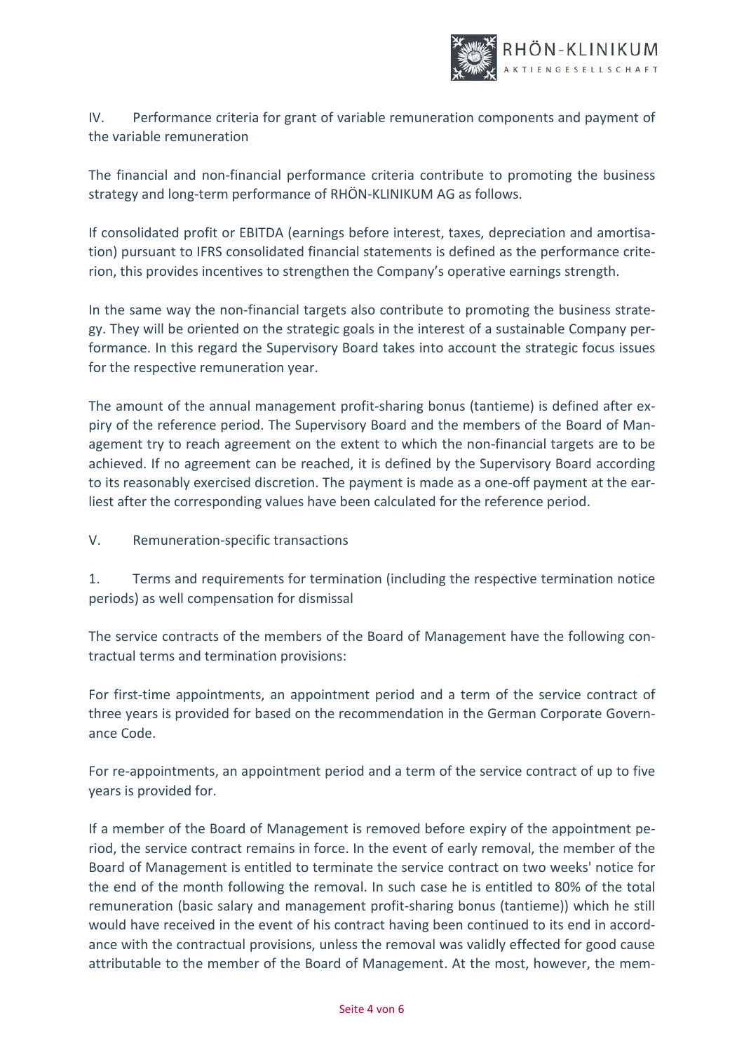## IV. Performance criteria for grant of variable remuneration components and payment of the variable remuneration

The financial and non-financial performance criteria contribute to promoting the business strategy and long-term performance of RHÖN-KLINIKUM AG as follows.

If consolidated profit or EBITDA (earnings before interest, taxes, depreciation and amortisation) pursuant to IFRS consolidated financial statements is defined as the performance criterion, this provides incentives to strengthen the Company's operative earnings strength.

In the same way the non-financial targets also contribute to promoting the business strategy. They will be oriented on the strategic goals in the interest of a sustainable Company performance. In this regard the Supervisory Board takes into account the strategic focus issues for the respective remuneration year.

The amount of the annual management profit-sharing bonus (tantieme) is defined after expiry of the reference period. The Supervisory Board and the members of the Board of Management try to reach agreement on the extent to which the non-financial targets are to be achieved. If no agreement can be reached, it is defined by the Supervisory Board according to its reasonably exercised discretion. The payment is made as a one-off payment at the earliest after the corresponding values have been calculated for the reference period.

## V. Remuneration-specific transactions

### 1. Terms and requirements for termination (including the respective termination notice periods) as well compensation for dismissal

The service contracts of the members of the Board of Management have the following contractual terms and termination provisions:

For first-time appointments, an appointment period and a term of the service contract of three years is provided for based on the recommendation in the German Corporate Governance Code.

For re-appointments, an appointment period and a term of the service contract of up to five years is provided for.

If a member of the Board of Management is removed before expiry of the appointment period, the service contract remains in force. In the event of early removal, the member of the Board of Management is entitled to terminate the service contract on two weeks' notice for the end of the month following the removal. In such case he is entitled to 80% of the total remuneration (basic salary and management profit-sharing bonus (tantieme)) which he still would have received in the event of his contract having been continued to its end in accordance with the contractual provisions, unless the removal was validly effected for good cause attributable to the member of the Board of Management. At the most, however, the mem-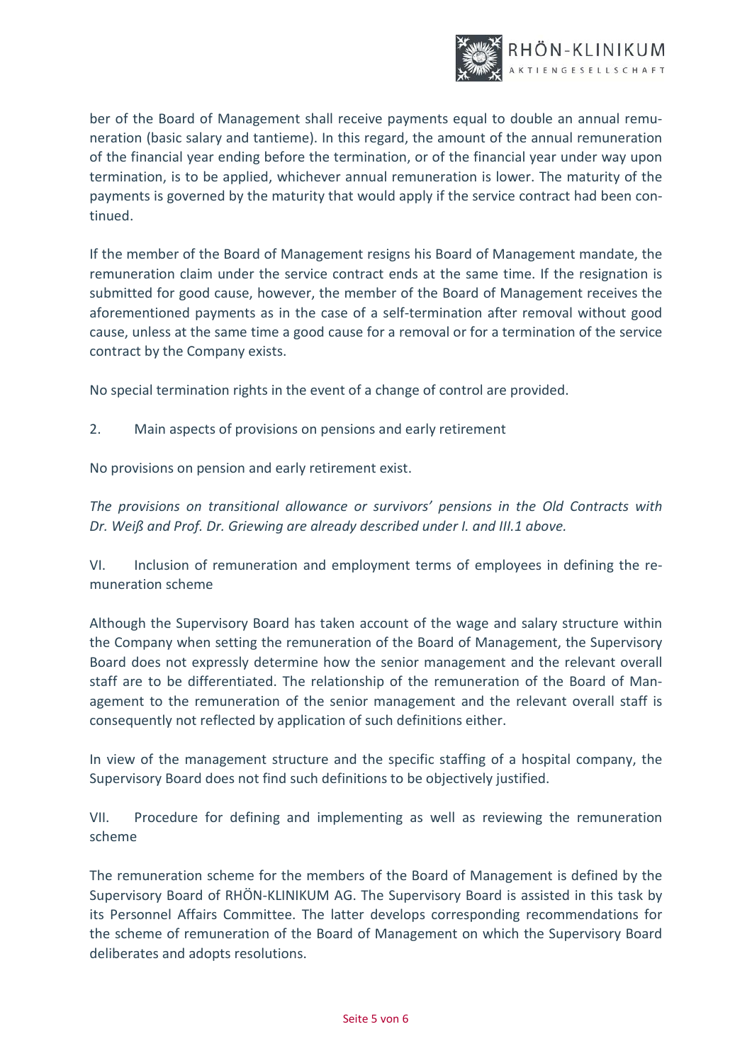ber of the Board of Management shall receive payments equal to double an annual remuneration (basic salary and tantieme). In this regard, the amount of the annual remuneration of the financial year ending before the termination, or of the financial year under way upon termination, is to be applied, whichever annual remuneration is lower. The maturity of the payments is governed by the maturity that would apply if the service contract had been continued.

If the member of the Board of Management resigns his Board of Management mandate, the remuneration claim under the service contract ends at the same time. If the resignation is submitted for good cause, however, the member of the Board of Management receives the aforementioned payments as in the case of a self-termination after removal without good cause, unless at the same time a good cause for a removal or for a termination of the service contract by the Company exists.

No special termination rights in the event of a change of control are provided.

2. Main aspects of provisions on pensions and early retirement

No provisions on pension and early retirement exist.

*The provisions on transitional allowance or survivors' pensions in the Old Contracts with Dr. Weiß and Prof. Dr. Griewing are already described under I. and III.1 above.*

## VI. Inclusion of remuneration and employment terms of employees in defining the remuneration scheme

Although the Supervisory Board has taken account of the wage and salary structure within the Company when setting the remuneration of the Board of Management, the Supervisory Board does not expressly determine how the senior management and the relevant overall staff are to be differentiated. The relationship of the remuneration of the Board of Management to the remuneration of the senior management and the relevant overall staff is consequently not reflected by application of such definitions either.

In view of the management structure and the specific staffing of a hospital company, the Supervisory Board does not find such definitions to be objectively justified.

## VII. Procedure for defining and implementing as well as reviewing the remuneration scheme

The remuneration scheme for the members of the Board of Management is defined by the Supervisory Board of RHÖN-KLINIKUM AG. The Supervisory Board is assisted in this task by its Personnel Affairs Committee. The latter develops corresponding recommendations for the scheme of remuneration of the Board of Management on which the Supervisory Board deliberates and adopts resolutions.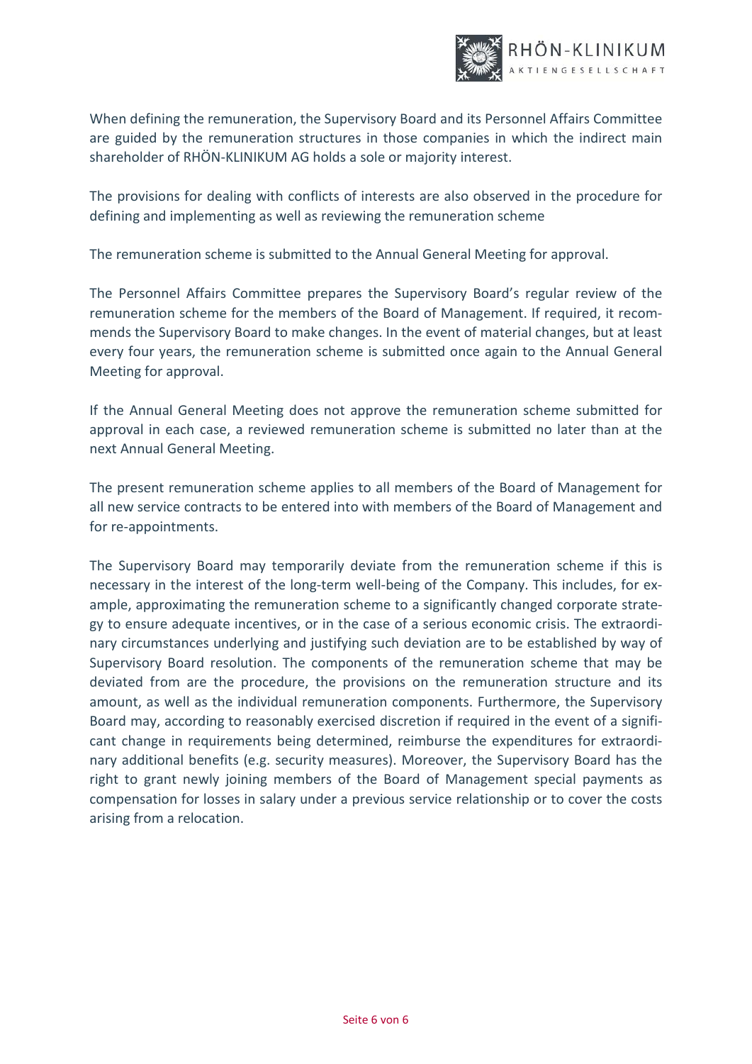When defining the remuneration, the Supervisory Board and its Personnel Affairs Committee are guided by the remuneration structures in those companies in which the indirect main shareholder of RHÖN-KLINIKUM AG holds a sole or majority interest.

The provisions for dealing with conflicts of interests are also observed in the procedure for defining and implementing as well as reviewing the remuneration scheme

The remuneration scheme is submitted to the Annual General Meeting for approval.

The Personnel Affairs Committee prepares the Supervisory Board's regular review of the remuneration scheme for the members of the Board of Management. If required, it recommends the Supervisory Board to make changes. In the event of material changes, but at least every four years, the remuneration scheme is submitted once again to the Annual General Meeting for approval.

If the Annual General Meeting does not approve the remuneration scheme submitted for approval in each case, a reviewed remuneration scheme is submitted no later than at the next Annual General Meeting.

The present remuneration scheme applies to all members of the Board of Management for all new service contracts to be entered into with members of the Board of Management and for re-appointments.

The Supervisory Board may temporarily deviate from the remuneration scheme if this is necessary in the interest of the long-term well-being of the Company. This includes, for example, approximating the remuneration scheme to a significantly changed corporate strategy to ensure adequate incentives, or in the case of a serious economic crisis. The extraordinary circumstances underlying and justifying such deviation are to be established by way of Supervisory Board resolution. The components of the remuneration scheme that may be deviated from are the procedure, the provisions on the remuneration structure and its amount, as well as the individual remuneration components. Furthermore, the Supervisory Board may, according to reasonably exercised discretion if required in the event of a significant change in requirements being determined, reimburse the expenditures for extraordinary additional benefits (e.g. security measures). Moreover, the Supervisory Board has the right to grant newly joining members of the Board of Management special payments as compensation for losses in salary under a previous service relationship or to cover the costs arising from a relocation.